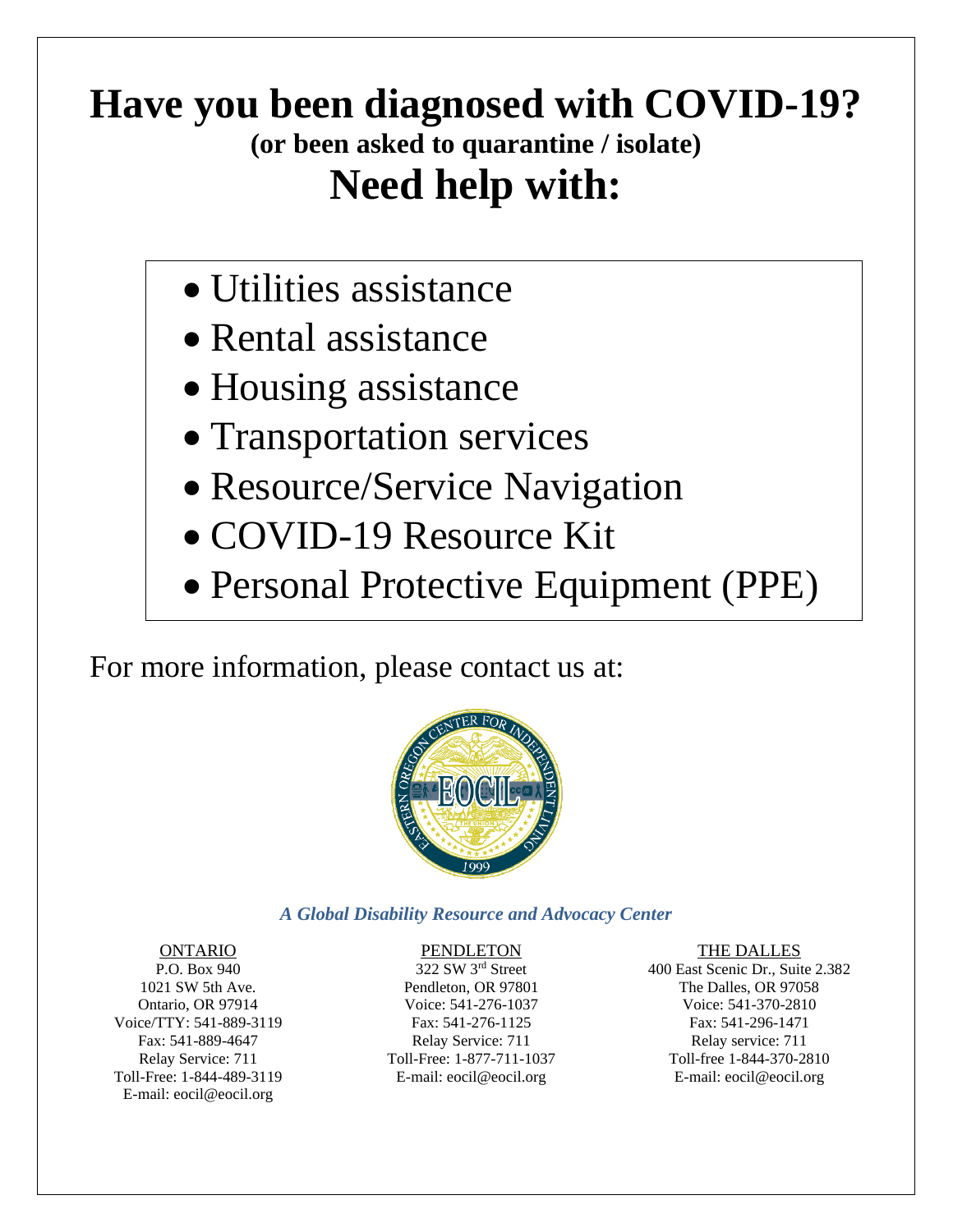# Have you been diagnosed with COVID-19?

### (or been asked to quarantine / isolate)

# Need help with:

- Utilities assistance
- Rental assistance
- Housing assistance
- Transportation services
- Resource/Service Navigation
- COVID-19 Resource Kit
- Personal Protective Equipment (PPE)

For more information, please contact us at:

*A Global Disability Resource and Advocacy Center*

ONTARIO
P.O. Box 940
1021 SW 5th Ave.
Ontario, OR 97914
Voice/TTY: 541-889-3119
Fax: 541-889-4647
Relay Service: 711
Toll-Free: 1-844-489-3119
E-mail: eocil@eocil.org

PENDLETON
322 SW 3rd Street
Pendleton, OR 97801
Voice: 541-276-1037
Fax: 541-276-1125
Relay Service: 711
Toll-Free: 1-877-711-1037
E-mail: eocil@eocil.org

THE DALLES
400 East Scenic Dr., Suite 2.382
The Dalles, OR 97058
Voice: 541-370-2810
Fax: 541-296-1471
Relay service: 711
Toll-free 1-844-370-2810
E-mail: eocil@eocil.org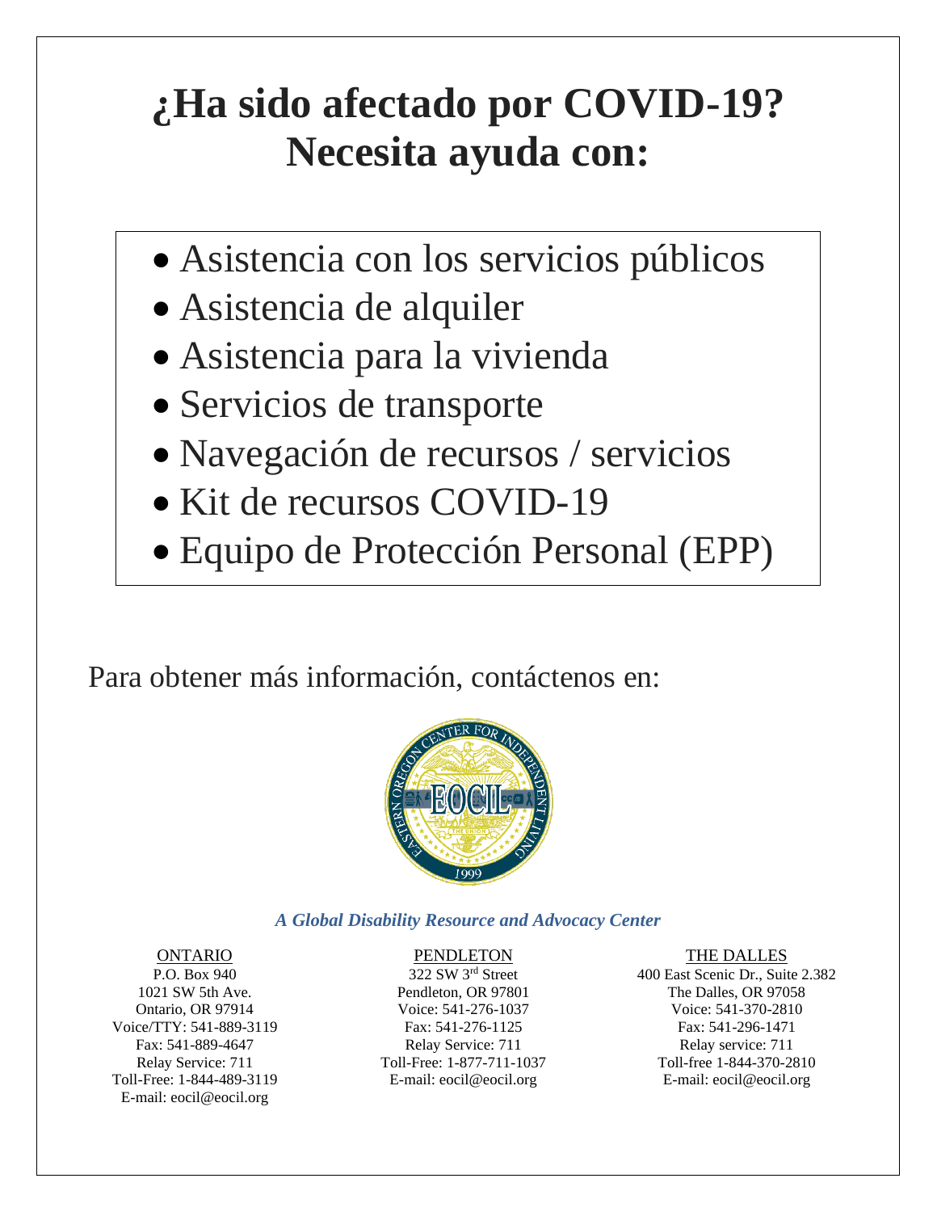# ¿Ha sido afectado por COVID-19? Necesita ayuda con:

- Asistencia con los servicios públicos
- Asistencia de alquiler
- Asistencia para la vivienda
- Servicios de transporte
- Navegación de recursos / servicios
- Kit de recursos COVID-19
- Equipo de Protección Personal (EPP)

Para obtener más información, contáctenos en:

*A Global Disability Resource and Advocacy Center*

ONTARIO
P.O. Box 940
1021 SW 5th Ave.
Ontario, OR 97914
Voice/TTY: 541-889-3119
Fax: 541-889-4647
Relay Service: 711
Toll-Free: 1-844-489-3119
E-mail: eocil@eocil.org

PENDLETON
322 SW 3rd Street
Pendleton, OR 97801
Voice: 541-276-1037
Fax: 541-276-1125
Relay Service: 711
Toll-Free: 1-877-711-1037
E-mail: eocil@eocil.org

THE DALLES
400 East Scenic Dr., Suite 2.382
The Dalles, OR 97058
Voice: 541-370-2810
Fax: 541-296-1471
Relay service: 711
Toll-free 1-844-370-2810
E-mail: eocil@eocil.org